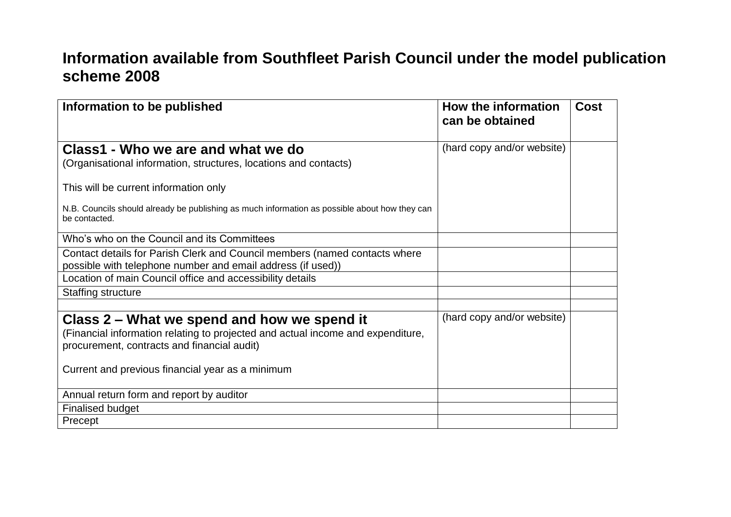# Information available from Southfleet Parish Council under the model publication scheme 2008

| Information to be published | How the information can be obtained | Cost |
| --- | --- | --- |
| **Class1 - Who we are and what we do**<br>(Organisational information, structures, locations and contacts)<br><br>This will be current information only<br><br>N.B. Councils should already be publishing as much information as possible about how they can be contacted. | (hard copy and/or website) | |
| Who's who on the Council and its Committees | | |
| Contact details for Parish Clerk and Council members (named contacts where possible with telephone number and email address (if used)) | | |
| Location of main Council office and accessibility details | | |
| Staffing structure | | |
| | | |
| **Class 2 – What we spend and how we spend it**<br>(Financial information relating to projected and actual income and expenditure, procurement, contracts and financial audit)<br><br>Current and previous financial year as a minimum | (hard copy and/or website) | |
| Annual return form and report by auditor | | |
| Finalised budget | | |
| Precept | | |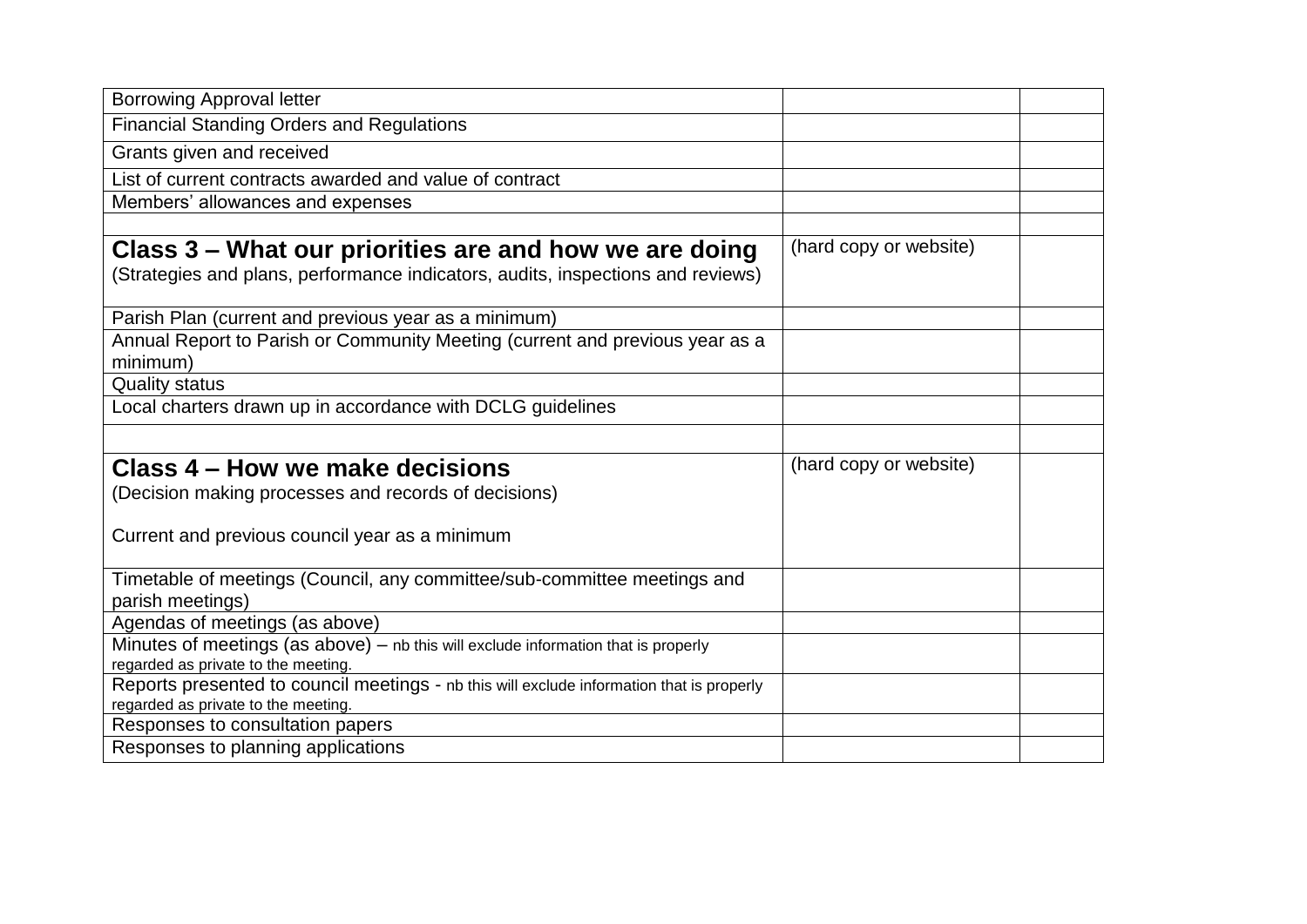| | | |
|---|---|---|
| Borrowing Approval letter | | |
| Financial Standing Orders and Regulations | | |
| Grants given and received | | |
| List of current contracts awarded and value of contract | | |
| Members' allowances and expenses | | |
| | | |
| **Class 3 – What our priorities are and how we are doing** (Strategies and plans, performance indicators, audits, inspections and reviews) | (hard copy or website) | |
| Parish Plan (current and previous year as a minimum) | | |
| Annual Report to Parish or Community Meeting (current and previous year as a minimum) | | |
| Quality status | | |
| Local charters drawn up in accordance with DCLG guidelines | | |
| | | |
| **Class 4 – How we make decisions** (Decision making processes and records of decisions) Current and previous council year as a minimum | (hard copy or website) | |
| Timetable of meetings (Council, any committee/sub-committee meetings and parish meetings) | | |
| Agendas of meetings (as above) | | |
| Minutes of meetings (as above) – nb this will exclude information that is properly regarded as private to the meeting. | | |
| Reports presented to council meetings - nb this will exclude information that is properly regarded as private to the meeting. | | |
| Responses to consultation papers | | |
| Responses to planning applications | | |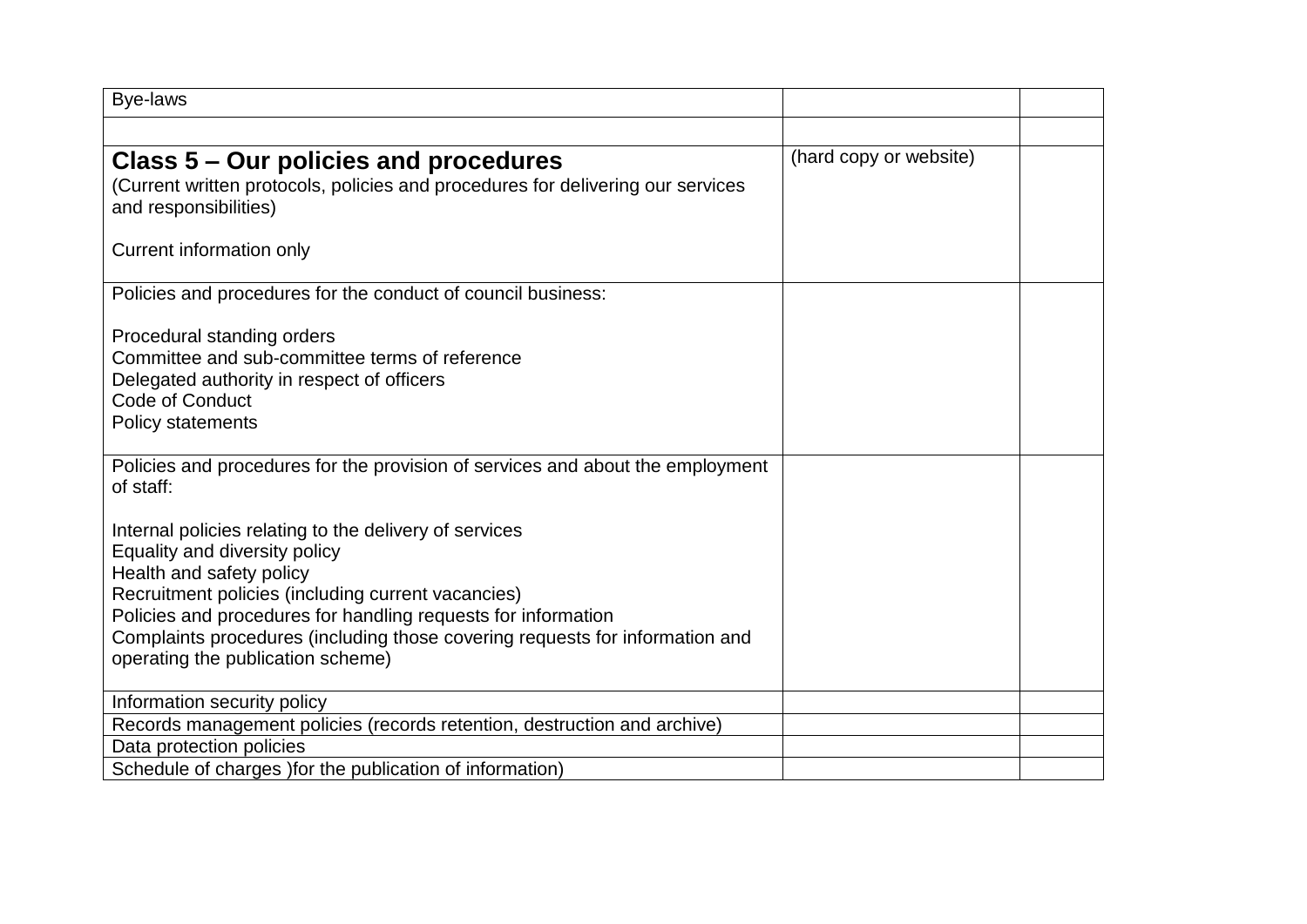| Bye-laws | | |
|---|---|---|
| | | |
| **Class 5 – Our policies and procedures**<br>(Current written protocols, policies and procedures for delivering our services and responsibilities)<br><br>Current information only | (hard copy or website) | |
| Policies and procedures for the conduct of council business:<br><br>Procedural standing orders<br>Committee and sub-committee terms of reference<br>Delegated authority in respect of officers<br>Code of Conduct<br>Policy statements | | |
| Policies and procedures for the provision of services and about the employment of staff:<br><br>Internal policies relating to the delivery of services<br>Equality and diversity policy<br>Health and safety policy<br>Recruitment policies (including current vacancies)<br>Policies and procedures for handling requests for information<br>Complaints procedures (including those covering requests for information and operating the publication scheme) | | |
| Information security policy | | |
| Records management policies (records retention, destruction and archive) | | |
| Data protection policies | | |
| Schedule of charges )for the publication of information) | | |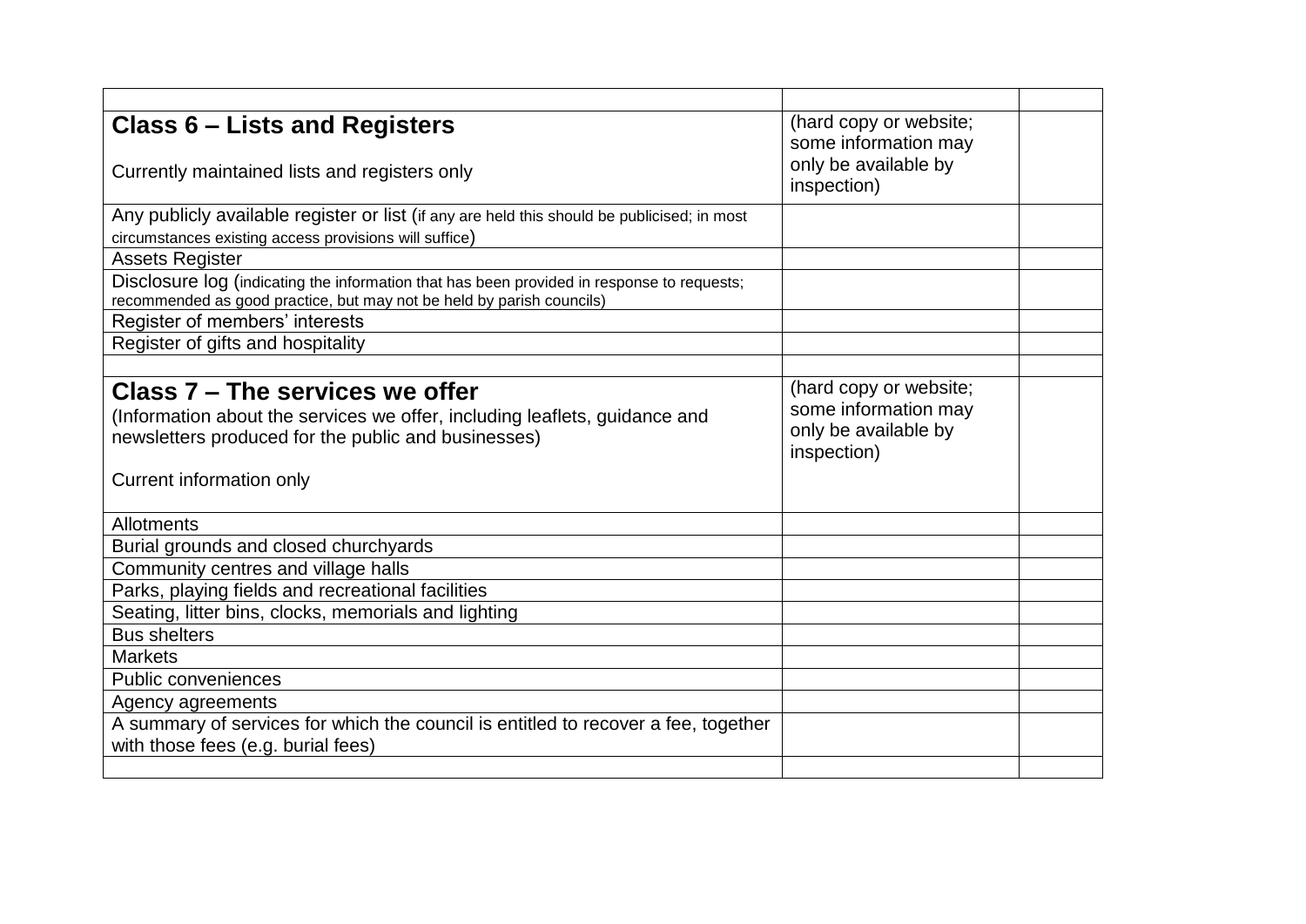| | | |
|---|---|---|
| **Class 6 – Lists and Registers**<br><br>Currently maintained lists and registers only | (hard copy or website; some information may only be available by inspection) | |
| Any publicly available register or list (if any are held this should be publicised; in most circumstances existing access provisions will suffice) | | |
| Assets Register | | |
| Disclosure log (indicating the information that has been provided in response to requests; recommended as good practice, but may not be held by parish councils) | | |
| Register of members' interests | | |
| Register of gifts and hospitality | | |
| | | |
| **Class 7 – The services we offer**<br>(Information about the services we offer, including leaflets, guidance and newsletters produced for the public and businesses)<br><br>Current information only | (hard copy or website; some information may only be available by inspection) | |
| Allotments | | |
| Burial grounds and closed churchyards | | |
| Community centres and village halls | | |
| Parks, playing fields and recreational facilities | | |
| Seating, litter bins, clocks, memorials and lighting | | |
| Bus shelters | | |
| Markets | | |
| Public conveniences | | |
| Agency agreements | | |
| A summary of services for which the council is entitled to recover a fee, together with those fees (e.g. burial fees) | | |
| | | |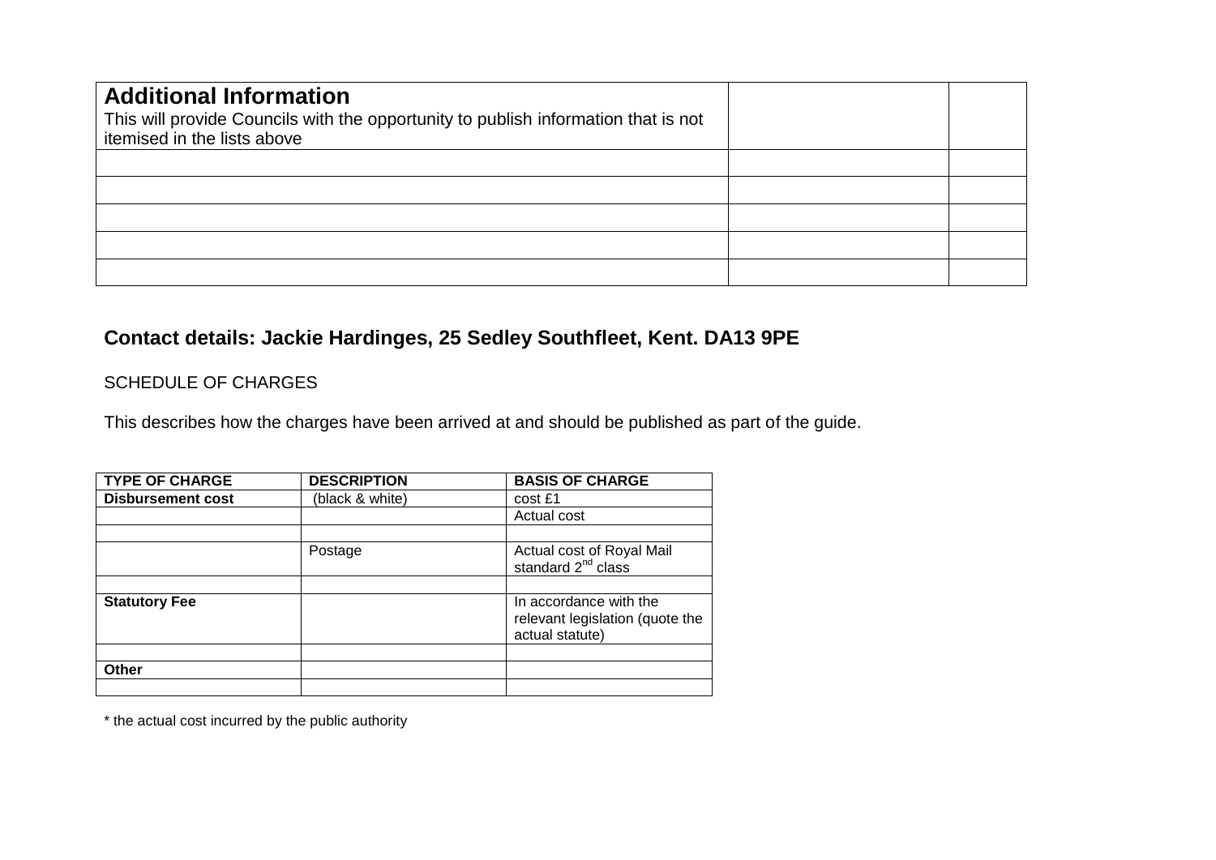| **Additional Information**<br>This will provide Councils with the opportunity to publish information that is not itemised in the lists above | | |
|---|---|---|
| | | |
| | | |
| | | |
| | | |
| | | |

**Contact details: Jackie Hardinges, 25 Sedley Southfleet, Kent. DA13 9PE**

SCHEDULE OF CHARGES

This describes how the charges have been arrived at and should be published as part of the guide.

| TYPE OF CHARGE | DESCRIPTION | BASIS OF CHARGE |
|---|---|---|
| **Disbursement cost** | (black & white) | cost £1 |
| | | Actual cost |
| | | |
| | Postage | Actual cost of Royal Mail standard 2nd class |
| | | |
| **Statutory Fee** | | In accordance with the relevant legislation (quote the actual statute) |
| | | |
| **Other** | | |
| | | |

* the actual cost incurred by the public authority